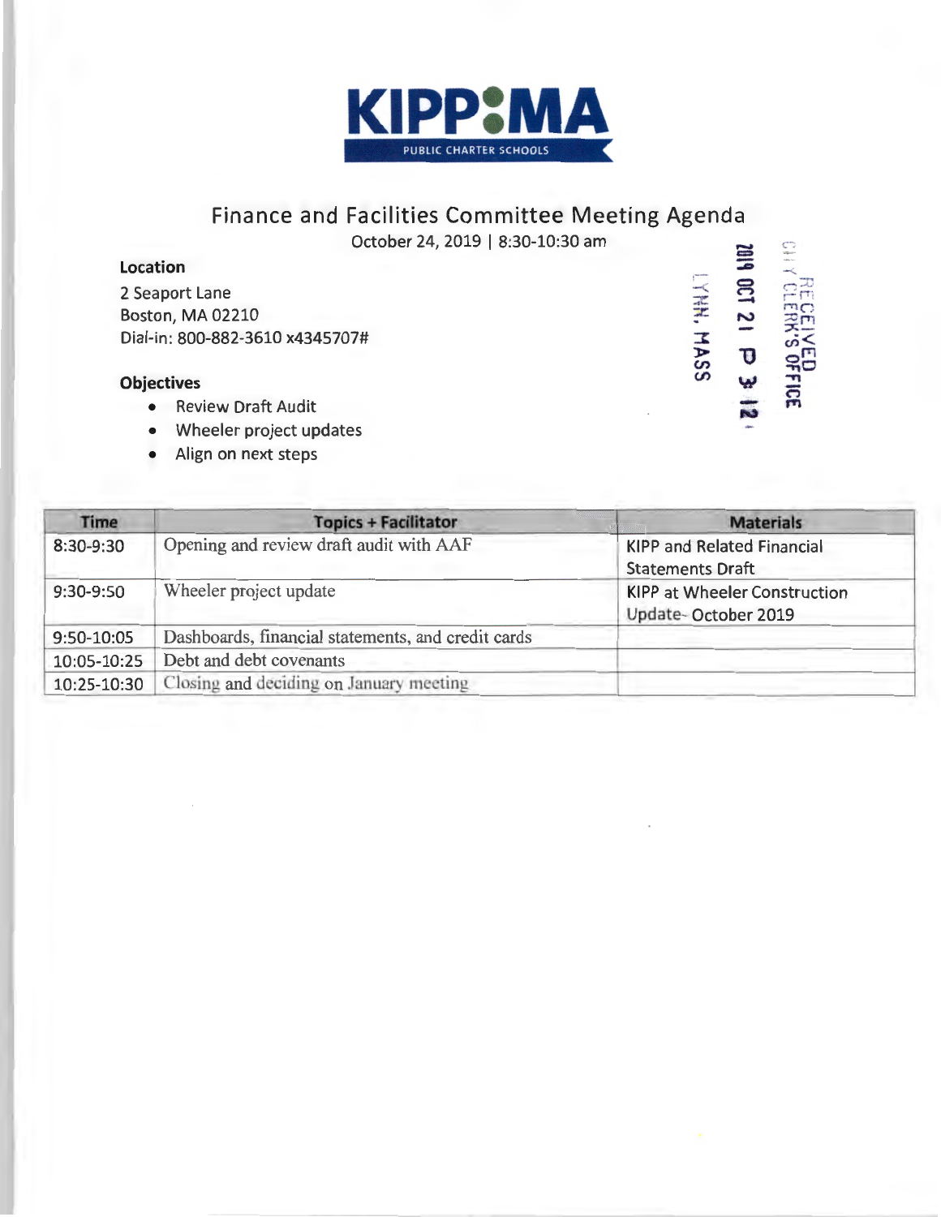KIPP MA
PUBLIC CHARTER SCHOOLS

# Finance and Facilities Committee Meeting Agenda

October 24, 2019 | 8:30-10:30 am

RECEIVED
CITY CLERK'S OFFICE
LYNN, MASS
2019 OCT 21 P 3:12

**Location**

2 Seaport Lane
Boston, MA 02210
Dial-in: 800-882-3610 x4345707#

**Objectives**

- Review Draft Audit
- Wheeler project updates
- Align on next steps

| Time | Topics + Facilitator | Materials |
|---|---|---|
| 8:30-9:30 | Opening and review draft audit with AAF | KIPP and Related Financial Statements Draft |
| 9:30-9:50 | Wheeler project update | KIPP at Wheeler Construction Update- October 2019 |
| 9:50-10:05 | Dashboards, financial statements, and credit cards | |
| 10:05-10:25 | Debt and debt covenants | |
| 10:25-10:30 | Closing and deciding on January meeting | |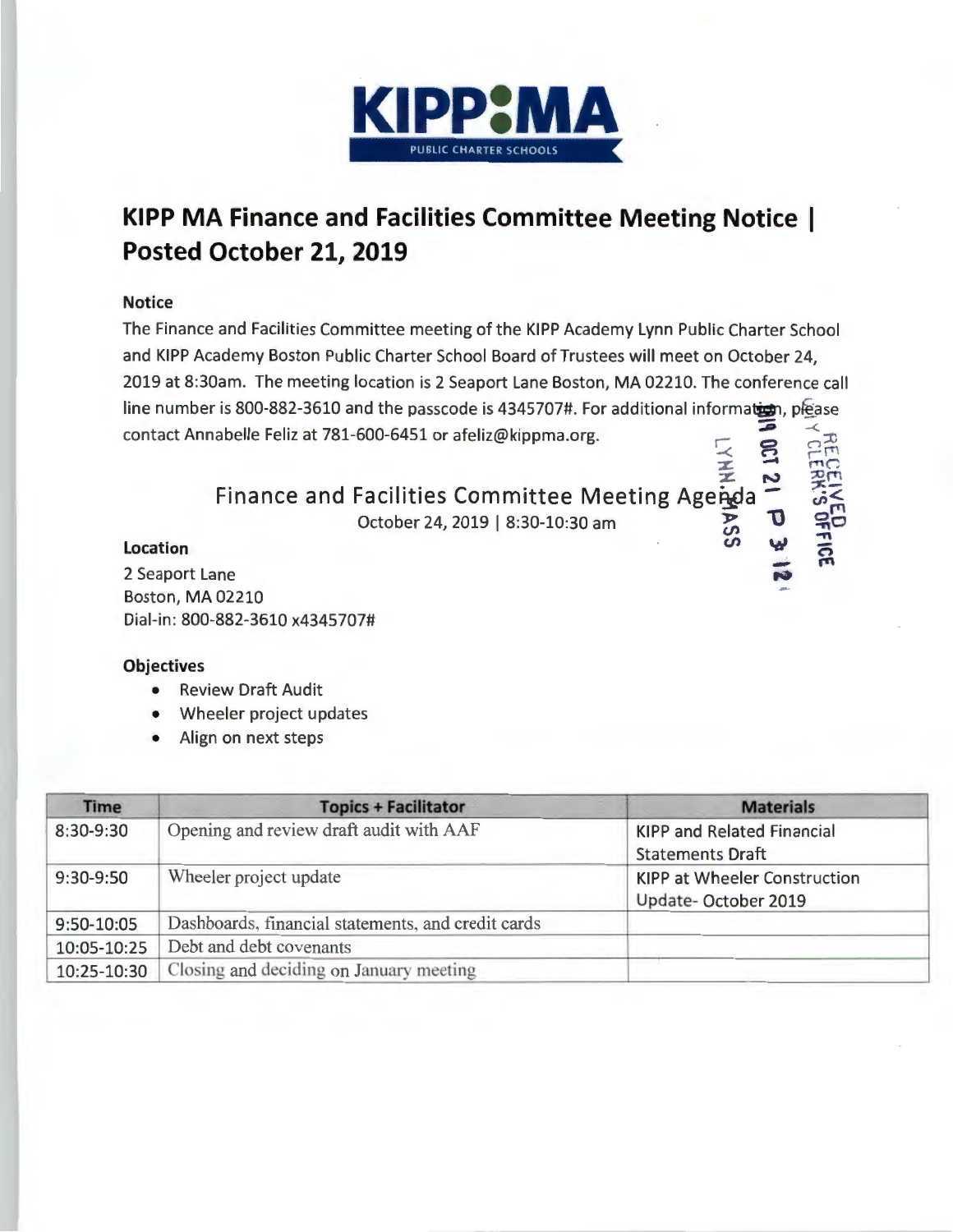# KIPP MA Finance and Facilities Committee Meeting Notice | Posted October 21, 2019

**Notice**

The Finance and Facilities Committee meeting of the KIPP Academy Lynn Public Charter School and KIPP Academy Boston Public Charter School Board of Trustees will meet on October 24, 2019 at 8:30am. The meeting location is 2 Seaport Lane Boston, MA 02210. The conference call line number is 800-882-3610 and the passcode is 4345707#. For additional information, please contact Annabelle Feliz at 781-600-6451 or afeliz@kippma.org.

RECEIVED CITY CLERK'S OFFICE LYNN, MASS 2019 OCT 21 P 3:12

## Finance and Facilities Committee Meeting Agenda

October 24, 2019 | 8:30-10:30 am

**Location**

2 Seaport Lane
Boston, MA 02210
Dial-in: 800-882-3610 x4345707#

**Objectives**

- Review Draft Audit
- Wheeler project updates
- Align on next steps

| Time | Topics + Facilitator | Materials |
|---|---|---|
| 8:30-9:30 | Opening and review draft audit with AAF | KIPP and Related Financial Statements Draft |
| 9:30-9:50 | Wheeler project update | KIPP at Wheeler Construction Update- October 2019 |
| 9:50-10:05 | Dashboards, financial statements, and credit cards | |
| 10:05-10:25 | Debt and debt covenants | |
| 10:25-10:30 | Closing and deciding on January meeting | |